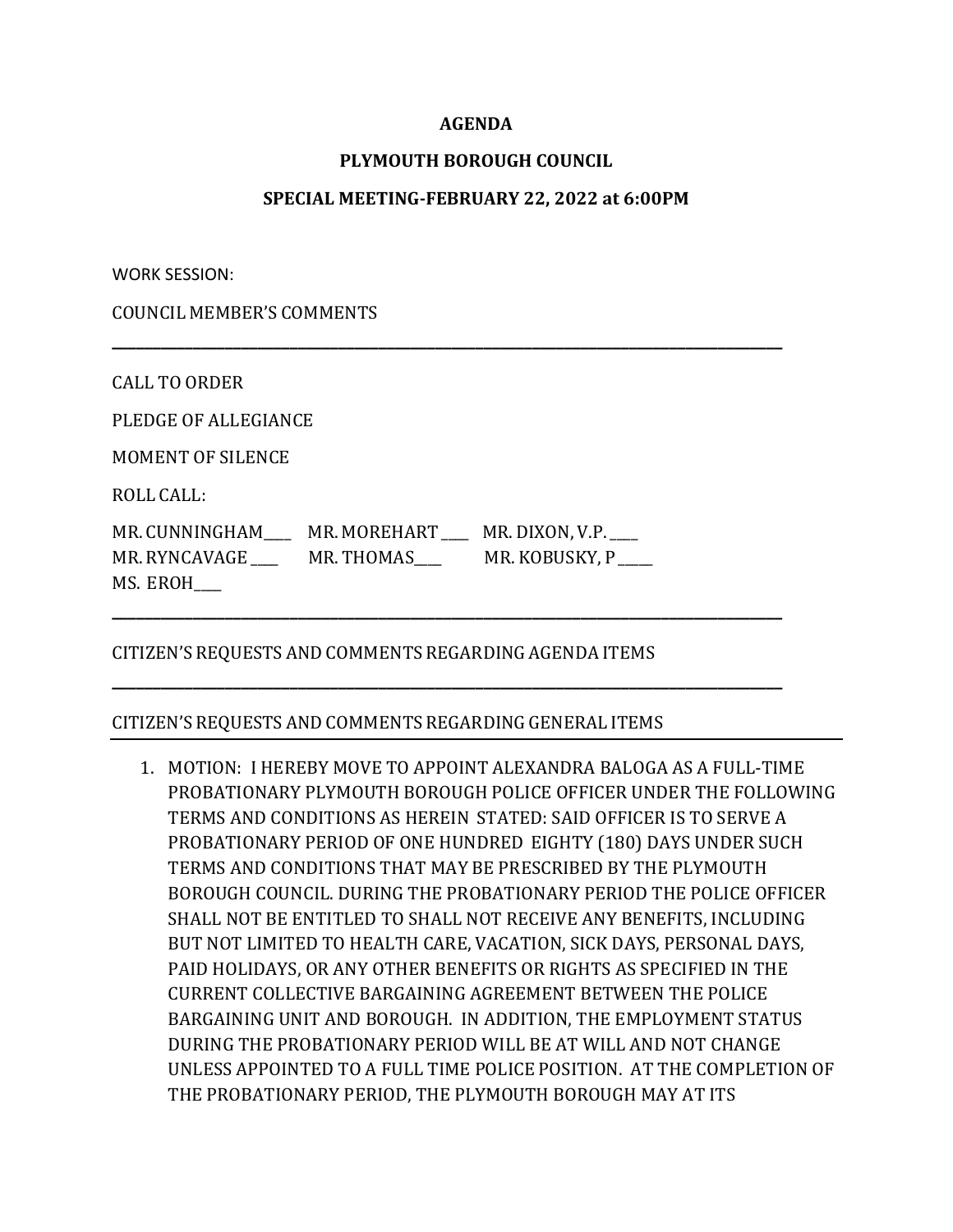**AGENDA**

**PLYMOUTH BOROUGH COUNCIL**

**SPECIAL MEETING-FEBRUARY 22, 2022 at 6:00PM**

WORK SESSION:

COUNCIL MEMBER'S COMMENTS

---

CALL TO ORDER

PLEDGE OF ALLEGIANCE

MOMENT OF SILENCE

ROLL CALL:

MR. CUNNINGHAM____ MR. MOREHART ____ MR. DIXON, V.P. ____
MR. RYNCAVAGE ____ MR. THOMAS____ MR. KOBUSKY, P ____
MS. EROH____

---

CITIZEN'S REQUESTS AND COMMENTS REGARDING AGENDA ITEMS

---

CITIZEN'S REQUESTS AND COMMENTS REGARDING GENERAL ITEMS

---

1. MOTION: I HEREBY MOVE TO APPOINT ALEXANDRA BALOGA AS A FULL-TIME PROBATIONARY PLYMOUTH BOROUGH POLICE OFFICER UNDER THE FOLLOWING TERMS AND CONDITIONS AS HEREIN STATED: SAID OFFICER IS TO SERVE A PROBATIONARY PERIOD OF ONE HUNDRED EIGHTY (180) DAYS UNDER SUCH TERMS AND CONDITIONS THAT MAY BE PRESCRIBED BY THE PLYMOUTH BOROUGH COUNCIL. DURING THE PROBATIONARY PERIOD THE POLICE OFFICER SHALL NOT BE ENTITLED TO SHALL NOT RECEIVE ANY BENEFITS, INCLUDING BUT NOT LIMITED TO HEALTH CARE, VACATION, SICK DAYS, PERSONAL DAYS, PAID HOLIDAYS, OR ANY OTHER BENEFITS OR RIGHTS AS SPECIFIED IN THE CURRENT COLLECTIVE BARGAINING AGREEMENT BETWEEN THE POLICE BARGAINING UNIT AND BOROUGH. IN ADDITION, THE EMPLOYMENT STATUS DURING THE PROBATIONARY PERIOD WILL BE AT WILL AND NOT CHANGE UNLESS APPOINTED TO A FULL TIME POLICE POSITION. AT THE COMPLETION OF THE PROBATIONARY PERIOD, THE PLYMOUTH BOROUGH MAY AT ITS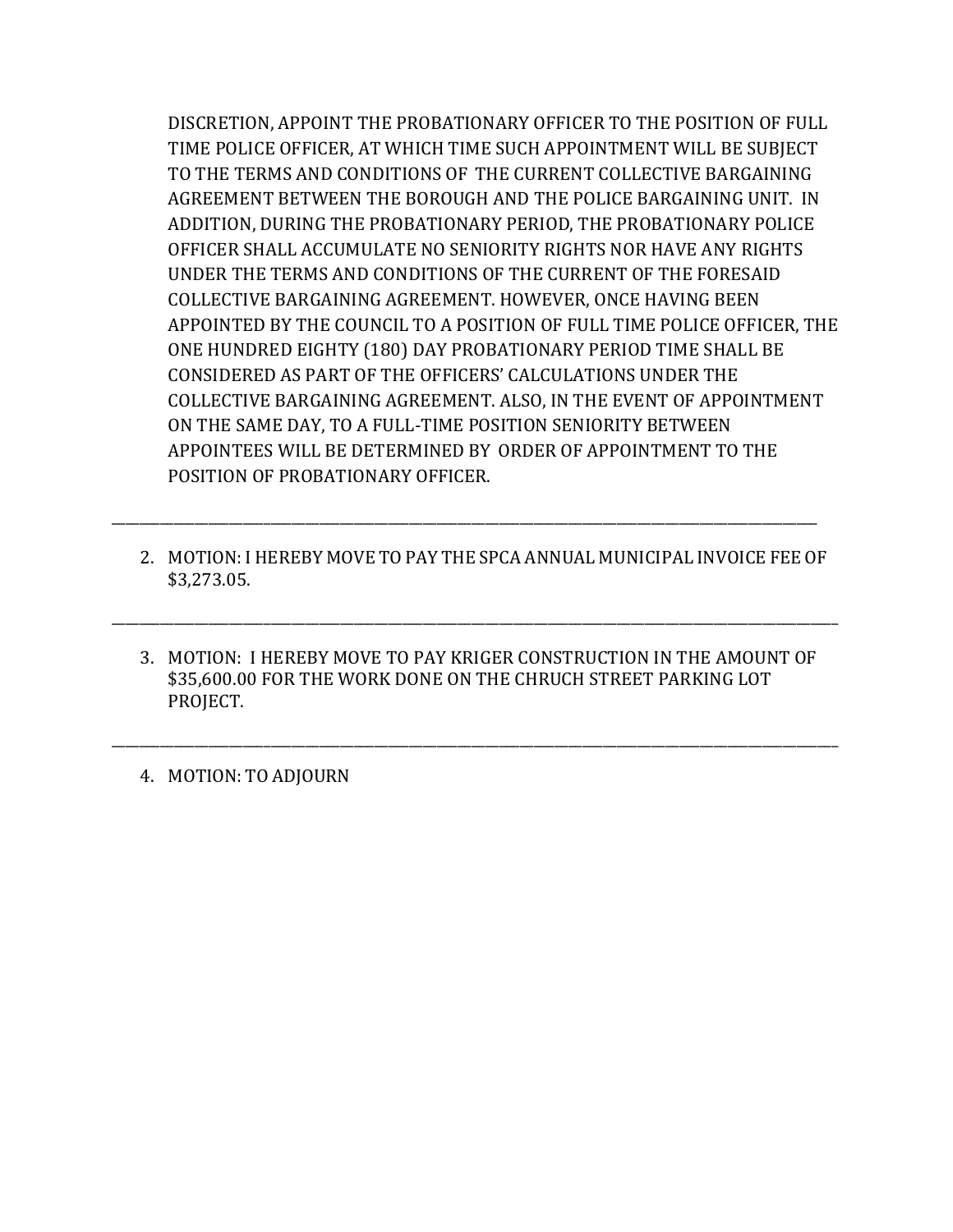DISCRETION, APPOINT THE PROBATIONARY OFFICER TO THE POSITION OF FULL TIME POLICE OFFICER, AT WHICH TIME SUCH APPOINTMENT WILL BE SUBJECT TO THE TERMS AND CONDITIONS OF THE CURRENT COLLECTIVE BARGAINING AGREEMENT BETWEEN THE BOROUGH AND THE POLICE BARGAINING UNIT. IN ADDITION, DURING THE PROBATIONARY PERIOD, THE PROBATIONARY POLICE OFFICER SHALL ACCUMULATE NO SENIORITY RIGHTS NOR HAVE ANY RIGHTS UNDER THE TERMS AND CONDITIONS OF THE CURRENT OF THE FORESAID COLLECTIVE BARGAINING AGREEMENT. HOWEVER, ONCE HAVING BEEN APPOINTED BY THE COUNCIL TO A POSITION OF FULL TIME POLICE OFFICER, THE ONE HUNDRED EIGHTY (180) DAY PROBATIONARY PERIOD TIME SHALL BE CONSIDERED AS PART OF THE OFFICERS' CALCULATIONS UNDER THE COLLECTIVE BARGAINING AGREEMENT. ALSO, IN THE EVENT OF APPOINTMENT ON THE SAME DAY, TO A FULL-TIME POSITION SENIORITY BETWEEN APPOINTEES WILL BE DETERMINED BY ORDER OF APPOINTMENT TO THE POSITION OF PROBATIONARY OFFICER.

---

2. MOTION: I HEREBY MOVE TO PAY THE SPCA ANNUAL MUNICIPAL INVOICE FEE OF $3,273.05.

---

3. MOTION: I HEREBY MOVE TO PAY KRIGER CONSTRUCTION IN THE AMOUNT OF $35,600.00 FOR THE WORK DONE ON THE CHRUCH STREET PARKING LOT PROJECT.

---

4. MOTION: TO ADJOURN